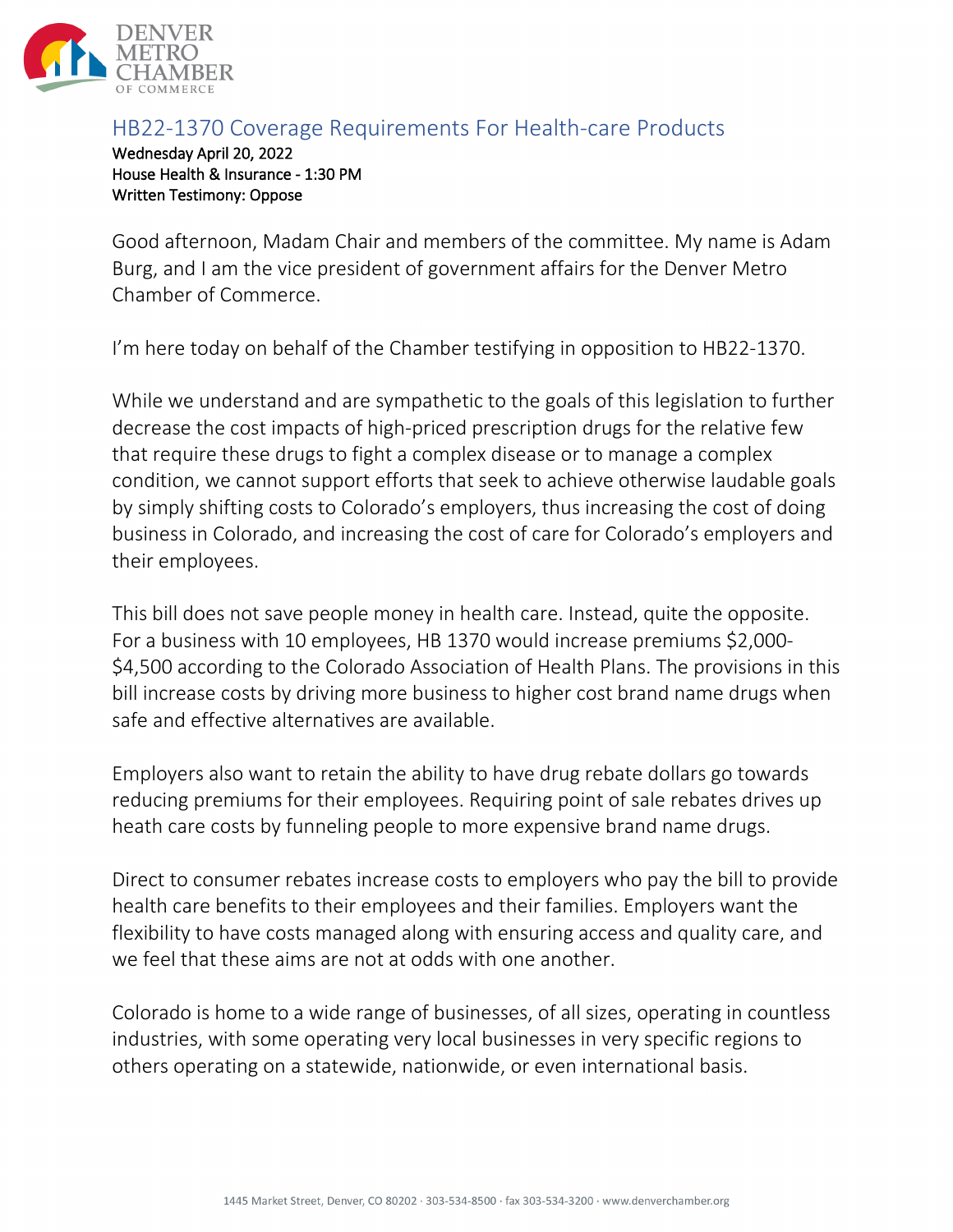DENVER METRO CHAMBER OF COMMERCE

## HB22-1370 Coverage Requirements For Health-care Products

Wednesday April 20, 2022
House Health & Insurance - 1:30 PM
Written Testimony: Oppose

Good afternoon, Madam Chair and members of the committee. My name is Adam Burg, and I am the vice president of government affairs for the Denver Metro Chamber of Commerce.

I'm here today on behalf of the Chamber testifying in opposition to HB22-1370.

While we understand and are sympathetic to the goals of this legislation to further decrease the cost impacts of high-priced prescription drugs for the relative few that require these drugs to fight a complex disease or to manage a complex condition, we cannot support efforts that seek to achieve otherwise laudable goals by simply shifting costs to Colorado's employers, thus increasing the cost of doing business in Colorado, and increasing the cost of care for Colorado's employers and their employees.

This bill does not save people money in health care. Instead, quite the opposite. For a business with 10 employees, HB 1370 would increase premiums $2,000-$4,500 according to the Colorado Association of Health Plans. The provisions in this bill increase costs by driving more business to higher cost brand name drugs when safe and effective alternatives are available.

Employers also want to retain the ability to have drug rebate dollars go towards reducing premiums for their employees. Requiring point of sale rebates drives up heath care costs by funneling people to more expensive brand name drugs.

Direct to consumer rebates increase costs to employers who pay the bill to provide health care benefits to their employees and their families. Employers want the flexibility to have costs managed along with ensuring access and quality care, and we feel that these aims are not at odds with one another.

Colorado is home to a wide range of businesses, of all sizes, operating in countless industries, with some operating very local businesses in very specific regions to others operating on a statewide, nationwide, or even international basis.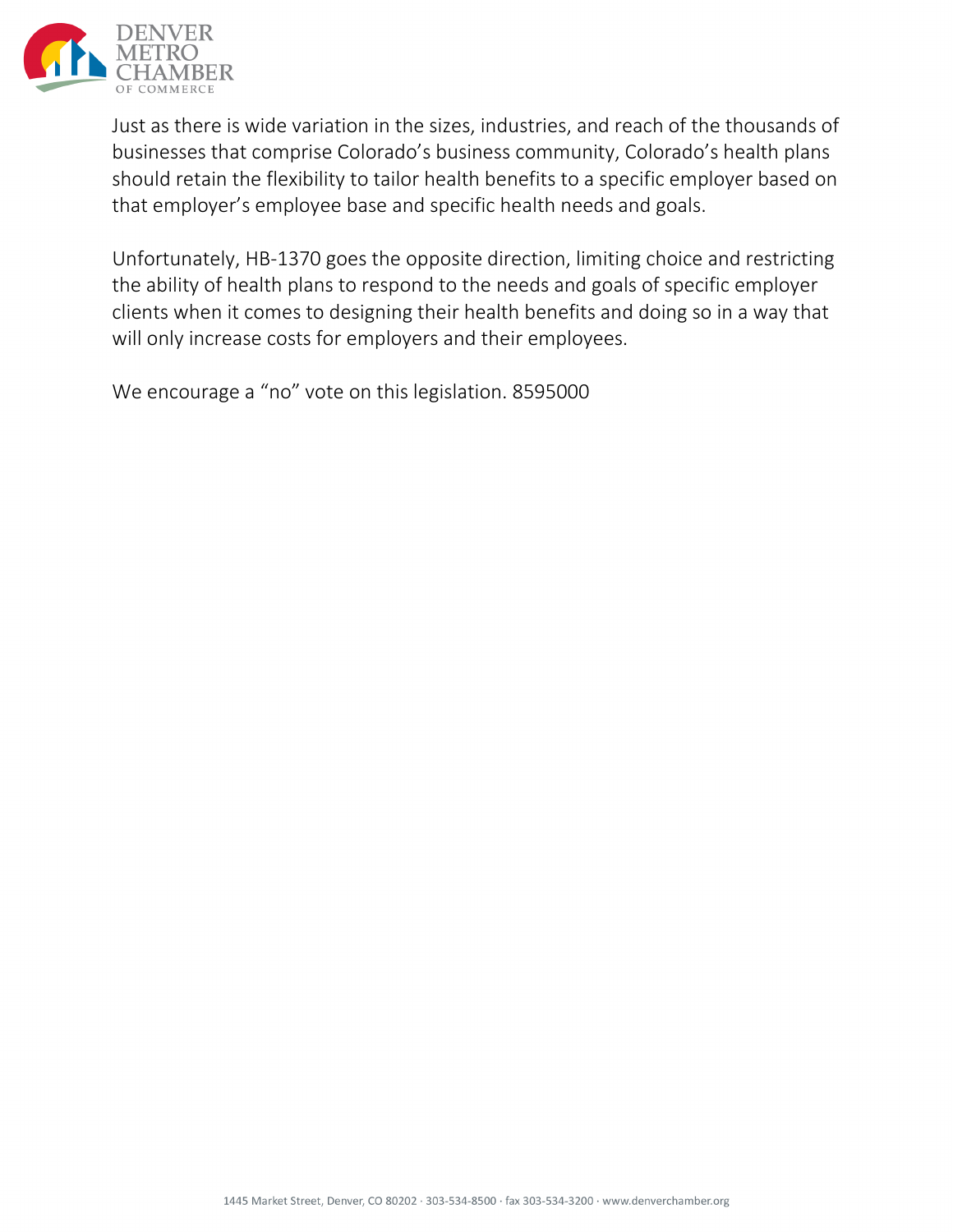Just as there is wide variation in the sizes, industries, and reach of the thousands of businesses that comprise Colorado's business community, Colorado's health plans should retain the flexibility to tailor health benefits to a specific employer based on that employer's employee base and specific health needs and goals.

Unfortunately, HB-1370 goes the opposite direction, limiting choice and restricting the ability of health plans to respond to the needs and goals of specific employer clients when it comes to designing their health benefits and doing so in a way that will only increase costs for employers and their employees.

We encourage a "no" vote on this legislation. 8595000